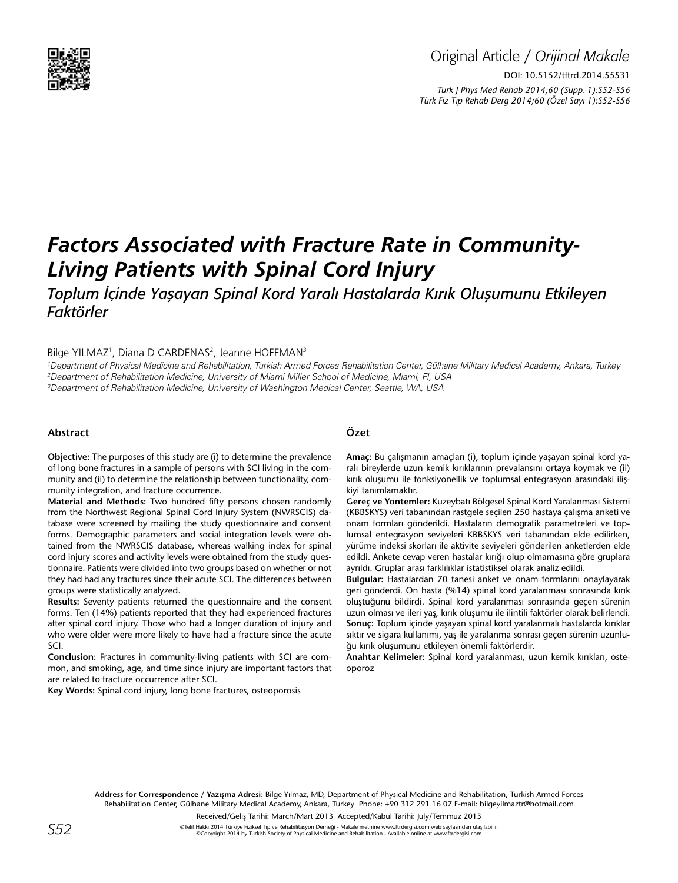Original Article / *Orijinal Makale*

DOI: 10.5152/tftrd.2014.55531

# Factors Associated with Fracture Rate in Community-Living Patients with Spinal Cord Injury

## *Toplum İçinde Yaşayan Spinal Kord Yaralı Hastalarda Kırık Oluşumunu Etkileyen Faktörler*

Bilge YILMAZ[1], Diana D CARDENAS[2], Jeanne HOFFMAN[3]

[1]*Department of Physical Medicine and Rehabilitation, Turkish Armed Forces Rehabilitation Center, Gülhane Military Medical Academy, Ankara, Turkey*
[2]*Department of Rehabilitation Medicine, University of Miami Miller School of Medicine, Miami, Fl, USA*
[3]*Department of Rehabilitation Medicine, University of Washington Medical Center, Seattle, WA, USA*

### Abstract

**Objective:** The purposes of this study are (i) to determine the prevalence of long bone fractures in a sample of persons with SCI living in the community and (ii) to determine the relationship between functionality, community integration, and fracture occurrence.

**Material and Methods:** Two hundred fifty persons chosen randomly from the Northwest Regional Spinal Cord Injury System (NWRSCIS) database were screened by mailing the study questionnaire and consent forms. Demographic parameters and social integration levels were obtained from the NWRSCIS database, whereas walking index for spinal cord injury scores and activity levels were obtained from the study questionnaire. Patients were divided into two groups based on whether or not they had had any fractures since their acute SCI. The differences between groups were statistically analyzed.

**Results:** Seventy patients returned the questionnaire and the consent forms. Ten (14%) patients reported that they had experienced fractures after spinal cord injury. Those who had a longer duration of injury and who were older were more likely to have had a fracture since the acute SCI.

**Conclusion:** Fractures in community-living patients with SCI are common, and smoking, age, and time since injury are important factors that are related to fracture occurrence after SCI.

**Key Words:** Spinal cord injury, long bone fractures, osteoporosis

### Özet

**Amaç:** Bu çalışmanın amaçları (i), toplum içinde yaşayan spinal kord yaralı bireylerde uzun kemik kırıklarının prevalansını ortaya koymak ve (ii) kırık oluşumu ile fonksiyonellik ve toplumsal entegrasyon arasındaki ilişkiyi tanımlamaktır.

**Gereç ve Yöntemler:** Kuzeybatı Bölgesel Spinal Kord Yaralanması Sistemi (KBBSKYS) veri tabanından rastgele seçilen 250 hastaya çalışma anketi ve onam formları gönderildi. Hastaların demografik parametreleri ve toplumsal entegrasyon seviyeleri KBBSKYS veri tabanından elde edilirken, yürüme indeksi skorları ile aktivite seviyeleri gönderilen anketlerden elde edildi. Ankete cevap veren hastalar kırığı olup olmamasına göre gruplara ayrıldı. Gruplar arası farklılıklar istatistiksel olarak analiz edildi.

**Bulgular:** Hastalardan 70 tanesi anket ve onam formlarını onaylayarak geri gönderdi. On hasta (%14) spinal kord yaralanması sonrasında kırık oluştuğunu bildirdi. Spinal kord yaralanması sonrasında geçen sürenin uzun olması ve ileri yaş, kırık oluşumu ile ilintili faktörler olarak belirlendi.

**Sonuç:** Toplum içinde yaşayan spinal kord yaralanmalı hastalarda kırıklar sıktır ve sigara kullanımı, yaş ile yaralanma sonrası geçen sürenin uzunluğu kırık oluşumunu etkileyen önemli faktörlerdir.

**Anahtar Kelimeler:** Spinal kord yaralanması, uzun kemik kırıkları, osteoporoz

**Address for Correspondence / Yazışma Adresi:** Bilge Yılmaz, MD, Department of Physical Medicine and Rehabilitation, Turkish Armed Forces Rehabilitation Center, Gülhane Military Medical Academy, Ankara, Turkey Phone: +90 312 291 16 07 E-mail: bilgeyilmaztr@hotmail.com

Received/Geliş Tarihi: March/Mart 2013 Accepted/Kabul Tarihi: July/Temmuz 2013

©Telif Hakkı 2014 Türkiye Fiziksel Tıp ve Rehabilitasyon Derneği - Makale metnine www.ftrdergisi.com web sayfasından ulaşılabilir.
©Copyright 2014 by Turkish Society of Physical Medicine and Rehabilitation - Available online at www.ftrdergisi.com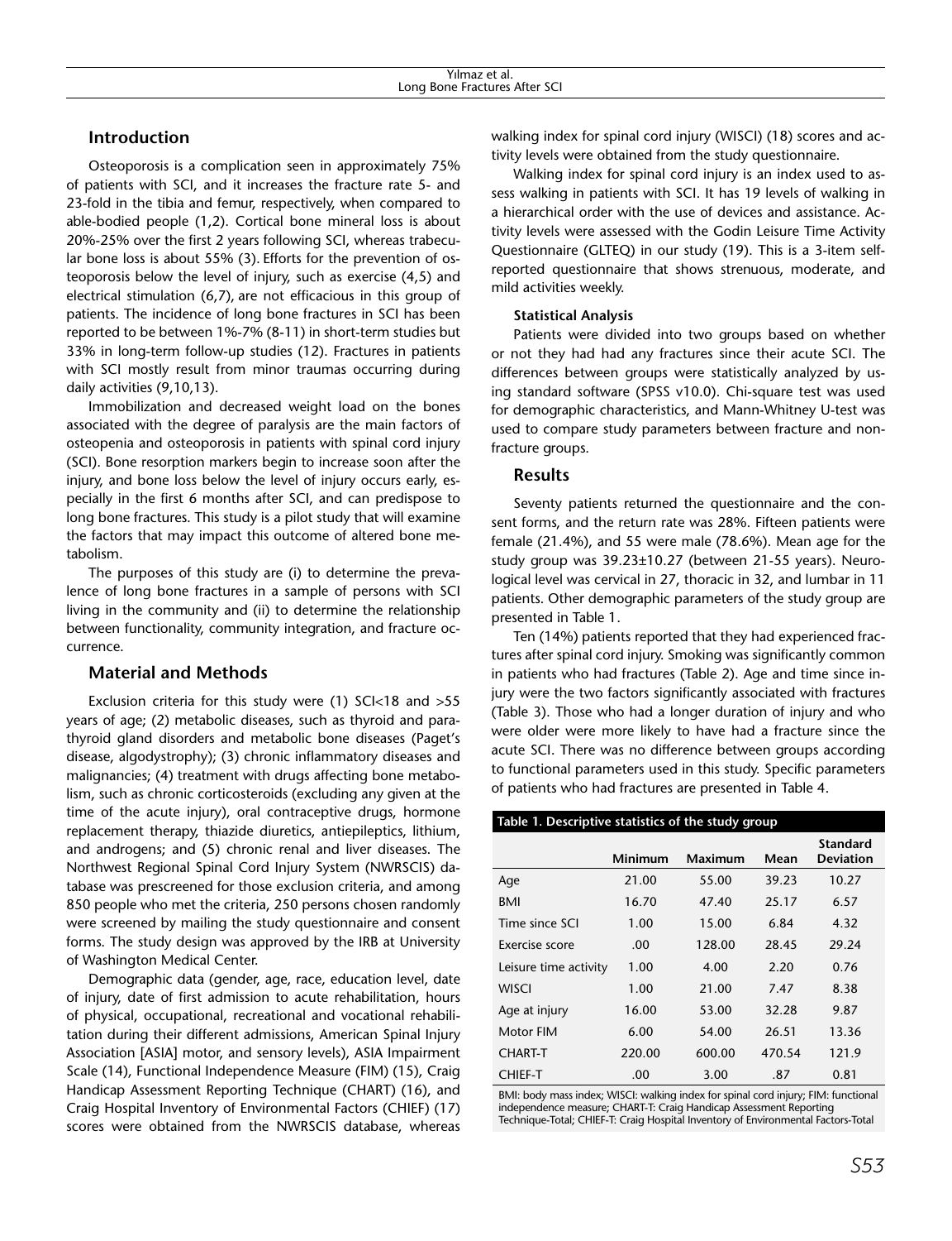## Introduction

Osteoporosis is a complication seen in approximately 75% of patients with SCI, and it increases the fracture rate 5- and 23-fold in the tibia and femur, respectively, when compared to able-bodied people (1,2). Cortical bone mineral loss is about 20%-25% over the first 2 years following SCI, whereas trabecular bone loss is about 55% (3). Efforts for the prevention of osteoporosis below the level of injury, such as exercise (4,5) and electrical stimulation (6,7), are not efficacious in this group of patients. The incidence of long bone fractures in SCI has been reported to be between 1%-7% (8-11) in short-term studies but 33% in long-term follow-up studies (12). Fractures in patients with SCI mostly result from minor traumas occurring during daily activities (9,10,13).

Immobilization and decreased weight load on the bones associated with the degree of paralysis are the main factors of osteopenia and osteoporosis in patients with spinal cord injury (SCI). Bone resorption markers begin to increase soon after the injury, and bone loss below the level of injury occurs early, especially in the first 6 months after SCI, and can predispose to long bone fractures. This study is a pilot study that will examine the factors that may impact this outcome of altered bone metabolism.

The purposes of this study are (i) to determine the prevalence of long bone fractures in a sample of persons with SCI living in the community and (ii) to determine the relationship between functionality, community integration, and fracture occurrence.

## Material and Methods

Exclusion criteria for this study were (1) SCI<18 and >55 years of age; (2) metabolic diseases, such as thyroid and parathyroid gland disorders and metabolic bone diseases (Paget's disease, algodystrophy); (3) chronic inflammatory diseases and malignancies; (4) treatment with drugs affecting bone metabolism, such as chronic corticosteroids (excluding any given at the time of the acute injury), oral contraceptive drugs, hormone replacement therapy, thiazide diuretics, antiepileptics, lithium, and androgens; and (5) chronic renal and liver diseases. The Northwest Regional Spinal Cord Injury System (NWRSCIS) database was prescreened for those exclusion criteria, and among 850 people who met the criteria, 250 persons chosen randomly were screened by mailing the study questionnaire and consent forms. The study design was approved by the IRB at University of Washington Medical Center.

Demographic data (gender, age, race, education level, date of injury, date of first admission to acute rehabilitation, hours of physical, occupational, recreational and vocational rehabilitation during their different admissions, American Spinal Injury Association [ASIA] motor, and sensory levels), ASIA Impairment Scale (14), Functional Independence Measure (FIM) (15), Craig Handicap Assessment Reporting Technique (CHART) (16), and Craig Hospital Inventory of Environmental Factors (CHIEF) (17) scores were obtained from the NWRSCIS database, whereas walking index for spinal cord injury (WISCI) (18) scores and activity levels were obtained from the study questionnaire.

Walking index for spinal cord injury is an index used to assess walking in patients with SCI. It has 19 levels of walking in a hierarchical order with the use of devices and assistance. Activity levels were assessed with the Godin Leisure Time Activity Questionnaire (GLTEQ) in our study (19). This is a 3-item self-reported questionnaire that shows strenuous, moderate, and mild activities weekly.

### Statistical Analysis

Patients were divided into two groups based on whether or not they had had any fractures since their acute SCI. The differences between groups were statistically analyzed by using standard software (SPSS v10.0). Chi-square test was used for demographic characteristics, and Mann-Whitney U-test was used to compare study parameters between fracture and non-fracture groups.

## Results

Seventy patients returned the questionnaire and the consent forms, and the return rate was 28%. Fifteen patients were female (21.4%), and 55 were male (78.6%). Mean age for the study group was 39.23±10.27 (between 21-55 years). Neurological level was cervical in 27, thoracic in 32, and lumbar in 11 patients. Other demographic parameters of the study group are presented in Table 1.

Ten (14%) patients reported that they had experienced fractures after spinal cord injury. Smoking was significantly common in patients who had fractures (Table 2). Age and time since injury were the two factors significantly associated with fractures (Table 3). Those who had a longer duration of injury and who were older were more likely to have had a fracture since the acute SCI. There was no difference between groups according to functional parameters used in this study. Specific parameters of patients who had fractures are presented in Table 4.

**Table 1. Descriptive statistics of the study group**

| | Minimum | Maximum | Mean | Standard Deviation |
|---|---|---|---|---|
| Age | 21.00 | 55.00 | 39.23 | 10.27 |
| BMI | 16.70 | 47.40 | 25.17 | 6.57 |
| Time since SCI | 1.00 | 15.00 | 6.84 | 4.32 |
| Exercise score | .00 | 128.00 | 28.45 | 29.24 |
| Leisure time activity | 1.00 | 4.00 | 2.20 | 0.76 |
| WISCI | 1.00 | 21.00 | 7.47 | 8.38 |
| Age at injury | 16.00 | 53.00 | 32.28 | 9.87 |
| Motor FIM | 6.00 | 54.00 | 26.51 | 13.36 |
| CHART-T | 220.00 | 600.00 | 470.54 | 121.9 |
| CHIEF-T | .00 | 3.00 | .87 | 0.81 |

BMI: body mass index; WISCI: walking index for spinal cord injury; FIM: functional independence measure; CHART-T: Craig Handicap Assessment Reporting Technique-Total; CHIEF-T: Craig Hospital Inventory of Environmental Factors-Total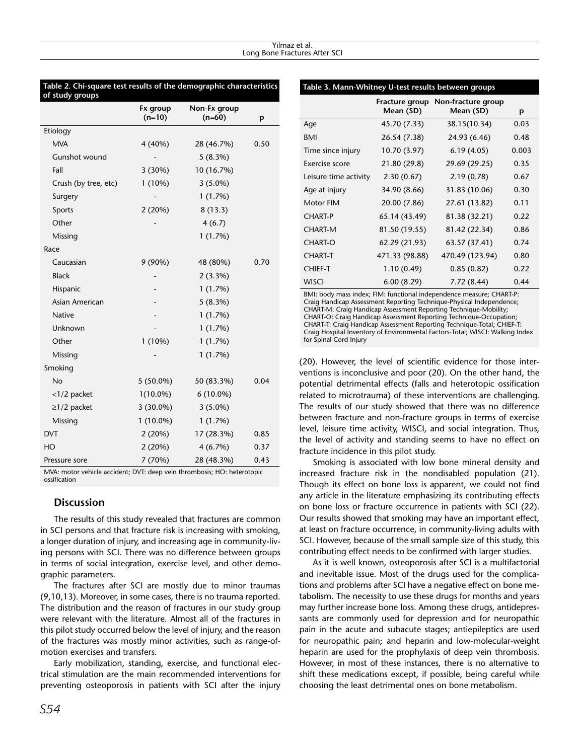**Table 2. Chi-square test results of the demographic characteristics of study groups**

| | Fx group (n=10) | Non-Fx group (n=60) | p |
|---|---|---|---|
| Etiology | | | |
| MVA | 4 (40%) | 28 (46.7%) | 0.50 |
| Gunshot wound | - | 5 (8.3%) | |
| Fall | 3 (30%) | 10 (16.7%) | |
| Crush (by tree, etc) | 1 (10%) | 3 (5.0%) | |
| Surgery | - | 1 (1.7%) | |
| Sports | 2 (20%) | 8 (13.3) | |
| Other | - | 4 (6.7) | |
| Missing | | 1 (1.7%) | |
| Race | | | |
| Caucasian | 9 (90%) | 48 (80%) | 0.70 |
| Black | - | 2 (3.3%) | |
| Hispanic | - | 1 (1.7%) | |
| Asian American | - | 5 (8.3%) | |
| Native | - | 1 (1.7%) | |
| Unknown | - | 1 (1.7%) | |
| Other | 1 (10%) | 1 (1.7%) | |
| Missing | - | 1 (1.7%) | |
| Smoking | | | |
| No | 5 (50.0%) | 50 (83.3%) | 0.04 |
| <1/2 packet | 1(10.0%) | 6 (10.0%) | |
| ≥1/2 packet | 3 (30.0%) | 3 (5.0%) | |
| Missing | 1 (10.0%) | 1 (1.7%) | |
| DVT | 2 (20%) | 17 (28.3%) | 0.85 |
| HO | 2 (20%) | 4 (6.7%) | 0.37 |
| Pressure sore | 7 (70%) | 28 (48.3%) | 0.43 |

MVA: motor vehicle accident; DVT: deep vein thrombosis; HO: heterotopic ossification

## Discussion

The results of this study revealed that fractures are common in SCI persons and that fracture risk is increasing with smoking, a longer duration of injury, and increasing age in community-living persons with SCI. There was no difference between groups in terms of social integration, exercise level, and other demographic parameters.

The fractures after SCI are mostly due to minor traumas (9,10,13). Moreover, in some cases, there is no trauma reported. The distribution and the reason of fractures in our study group were relevant with the literature. Almost all of the fractures in this pilot study occurred below the level of injury, and the reason of the fractures was mostly minor activities, such as range-of-motion exercises and transfers.

Early mobilization, standing, exercise, and functional electrical stimulation are the main recommended interventions for preventing osteoporosis in patients with SCI after the injury (20). However, the level of scientific evidence for those interventions is inconclusive and poor (20). On the other hand, the potential detrimental effects (falls and heterotopic ossification related to microtrauma) of these interventions are challenging. The results of our study showed that there was no difference between fracture and non-fracture groups in terms of exercise level, leisure time activity, WISCI, and social integration. Thus, the level of activity and standing seems to have no effect on fracture incidence in this pilot study.

**Table 3. Mann-Whitney U-test results between groups**

| | Fracture group Mean (SD) | Non-fracture group Mean (SD) | p |
|---|---|---|---|
| Age | 45.70 (7.33) | 38.15(10.34) | 0.03 |
| BMI | 26.54 (7.38) | 24.93 (6.46) | 0.48 |
| Time since injury | 10.70 (3.97) | 6.19 (4.05) | 0.003 |
| Exercise score | 21.80 (29.8) | 29.69 (29.25) | 0.35 |
| Leisure time activity | 2.30 (0.67) | 2.19 (0.78) | 0.67 |
| Age at injury | 34.90 (8.66) | 31.83 (10.06) | 0.30 |
| Motor FIM | 20.00 (7.86) | 27.61 (13.82) | 0.11 |
| CHART-P | 65.14 (43.49) | 81.38 (32.21) | 0.22 |
| CHART-M | 81.50 (19.55) | 81.42 (22.34) | 0.86 |
| CHART-O | 62.29 (21.93) | 63.57 (37.41) | 0.74 |
| CHART-T | 471.33 (98.88) | 470.49 (123.94) | 0.80 |
| CHIEF-T | 1.10 (0.49) | 0.85 (0.82) | 0.22 |
| WISCI | 6.00 (8.29) | 7.72 (8.44) | 0.44 |

BMI: body mass index; FIM: functional independence measure; CHART-P: Craig Handicap Assessment Reporting Technique-Physical Independence; CHART-M: Craig Handicap Assessment Reporting Technique-Mobility; CHART-O: Craig Handicap Assessment Reporting Technique-Occupation; CHART-T: Craig Handicap Assessment Reporting Technique-Total; CHIEF-T: Craig Hospital Inventory of Environmental Factors-Total; WISCI: Walking Index for Spinal Cord Injury

Smoking is associated with low bone mineral density and increased fracture risk in the nondisabled population (21). Though its effect on bone loss is apparent, we could not find any article in the literature emphasizing its contributing effects on bone loss or fracture occurrence in patients with SCI (22). Our results showed that smoking may have an important effect, at least on fracture occurrence, in community-living adults with SCI. However, because of the small sample size of this study, this contributing effect needs to be confirmed with larger studies.

As it is well known, osteoporosis after SCI is a multifactorial and inevitable issue. Most of the drugs used for the complications and problems after SCI have a negative effect on bone metabolism. The necessity to use these drugs for months and years may further increase bone loss. Among these drugs, antidepressants are commonly used for depression and for neuropathic pain in the acute and subacute stages; antiepileptics are used for neuropathic pain; and heparin and low-molecular-weight heparin are used for the prophylaxis of deep vein thrombosis. However, in most of these instances, there is no alternative to shift these medications except, if possible, being careful while choosing the least detrimental ones on bone metabolism.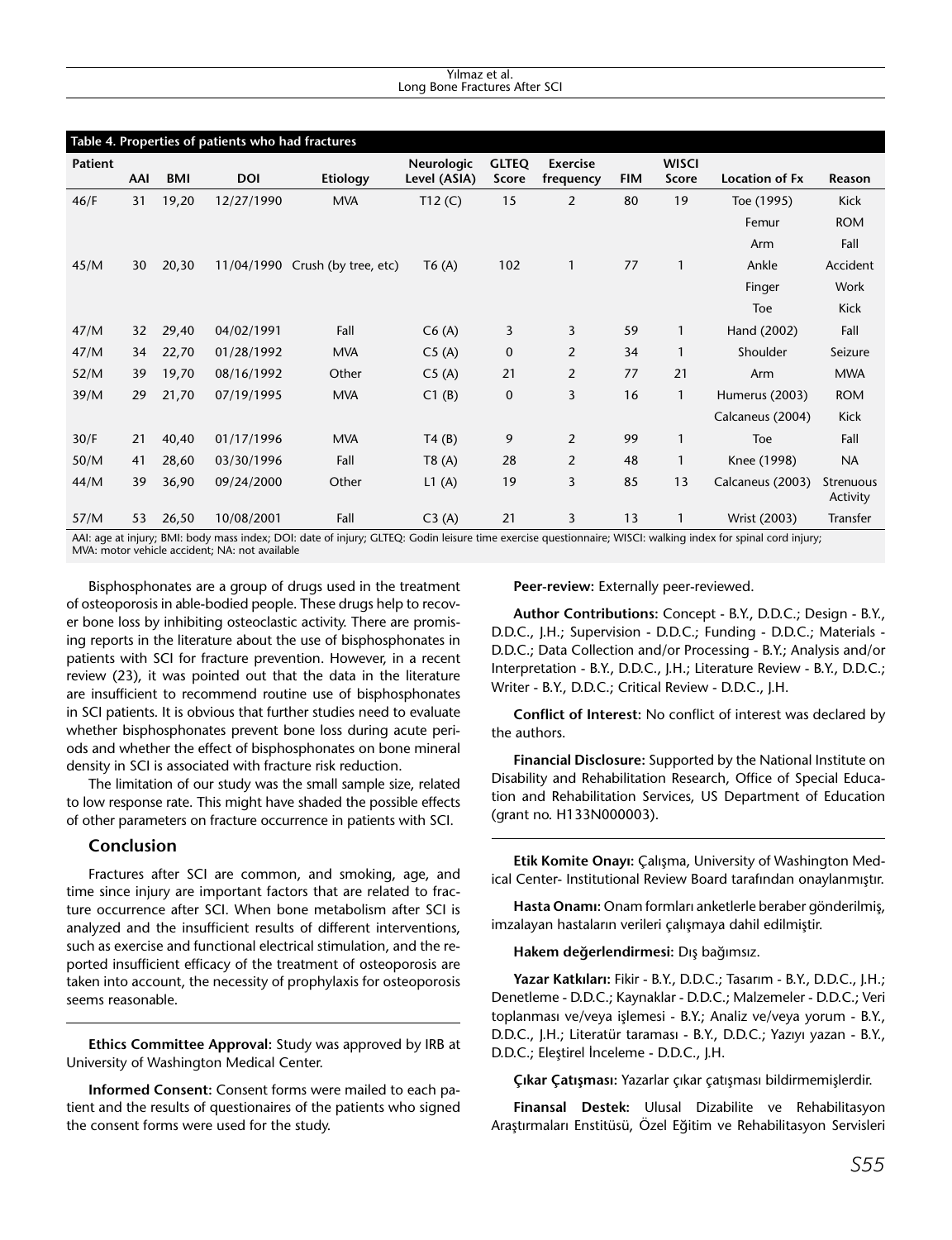**Table 4. Properties of patients who had fractures**

| Patient | AAI | BMI | DOI | Etiology | Neurologic Level (ASIA) | GLTEQ Score | Exercise frequency | FIM | WISCI Score | Location of Fx | Reason |
|---|---|---|---|---|---|---|---|---|---|---|---|
| 46/F | 31 | 19,20 | 12/27/1990 | MVA | T12 (C) | 15 | 2 | 80 | 19 | Toe (1995) | Kick |
| | | | | | | | | | | Femur | ROM |
| | | | | | | | | | | Arm | Fall |
| 45/M | 30 | 20,30 | 11/04/1990 | Crush (by tree, etc) | T6 (A) | 102 | 1 | 77 | 1 | Ankle | Accident |
| | | | | | | | | | | Finger | Work |
| | | | | | | | | | | Toe | Kick |
| 47/M | 32 | 29,40 | 04/02/1991 | Fall | C6 (A) | 3 | 3 | 59 | 1 | Hand (2002) | Fall |
| 47/M | 34 | 22,70 | 01/28/1992 | MVA | C5 (A) | 0 | 2 | 34 | 1 | Shoulder | Seizure |
| 52/M | 39 | 19,70 | 08/16/1992 | Other | C5 (A) | 21 | 2 | 77 | 21 | Arm | MWA |
| 39/M | 29 | 21,70 | 07/19/1995 | MVA | C1 (B) | 0 | 3 | 16 | 1 | Humerus (2003) | ROM |
| | | | | | | | | | | Calcaneus (2004) | Kick |
| 30/F | 21 | 40,40 | 01/17/1996 | MVA | T4 (B) | 9 | 2 | 99 | 1 | Toe | Fall |
| 50/M | 41 | 28,60 | 03/30/1996 | Fall | T8 (A) | 28 | 2 | 48 | 1 | Knee (1998) | NA |
| 44/M | 39 | 36,90 | 09/24/2000 | Other | L1 (A) | 19 | 3 | 85 | 13 | Calcaneus (2003) | Strenuous Activity |
| 57/M | 53 | 26,50 | 10/08/2001 | Fall | C3 (A) | 21 | 3 | 13 | 1 | Wrist (2003) | Transfer |

AAI: age at injury; BMI: body mass index; DOI: date of injury; GLTEQ: Godin leisure time exercise questionnaire; WISCI: walking index for spinal cord injury; MVA: motor vehicle accident; NA: not available

Bisphosphonates are a group of drugs used in the treatment of osteoporosis in able-bodied people. These drugs help to recover bone loss by inhibiting osteoclastic activity. There are promising reports in the literature about the use of bisphosphonates in patients with SCI for fracture prevention. However, in a recent review (23), it was pointed out that the data in the literature are insufficient to recommend routine use of bisphosphonates in SCI patients. It is obvious that further studies need to evaluate whether bisphosphonates prevent bone loss during acute periods and whether the effect of bisphosphonates on bone mineral density in SCI is associated with fracture risk reduction.

The limitation of our study was the small sample size, related to low response rate. This might have shaded the possible effects of other parameters on fracture occurrence in patients with SCI.

## Conclusion

Fractures after SCI are common, and smoking, age, and time since injury are important factors that are related to fracture occurrence after SCI. When bone metabolism after SCI is analyzed and the insufficient results of different interventions, such as exercise and functional electrical stimulation, and the reported insufficient efficacy of the treatment of osteoporosis are taken into account, the necessity of prophylaxis for osteoporosis seems reasonable.

**Ethics Committee Approval:** Study was approved by IRB at University of Washington Medical Center.

**Informed Consent:** Consent forms were mailed to each patient and the results of questionaires of the patients who signed the consent forms were used for the study.

**Peer-review:** Externally peer-reviewed.

**Author Contributions:** Concept - B.Y., D.D.C.; Design - B.Y., D.D.C., J.H.; Supervision - D.D.C.; Funding - D.D.C.; Materials - D.D.C.; Data Collection and/or Processing - B.Y.; Analysis and/or Interpretation - B.Y., D.D.C., J.H.; Literature Review - B.Y., D.D.C.; Writer - B.Y., D.D.C.; Critical Review - D.D.C., J.H.

**Conflict of Interest:** No conflict of interest was declared by the authors.

**Financial Disclosure:** Supported by the National Institute on Disability and Rehabilitation Research, Office of Special Education and Rehabilitation Services, US Department of Education (grant no. H133N000003).

**Etik Komite Onayı:** Çalışma, University of Washington Medical Center- Institutional Review Board tarafından onaylanmıştır.

**Hasta Onamı:** Onam formları anketlerle beraber gönderilmiş, imzalayan hastaların verileri çalışmaya dahil edilmiştir.

**Hakem değerlendirmesi:** Dış bağımsız.

**Yazar Katkıları:** Fikir - B.Y., D.D.C.; Tasarım - B.Y., D.D.C., J.H.; Denetleme - D.D.C.; Kaynaklar - D.D.C.; Malzemeler - D.D.C.; Veri toplanması ve/veya işlemesi - B.Y.; Analiz ve/veya yorum - B.Y., D.D.C., J.H.; Literatür taraması - B.Y., D.D.C.; Yazıyı yazan - B.Y., D.D.C.; Eleştirel İnceleme - D.D.C., J.H.

**Çıkar Çatışması:** Yazarlar çıkar çatışması bildirmemişlerdir.

**Finansal Destek:** Ulusal Dizabilite ve Rehabilitasyon Araştırmaları Enstitüsü, Özel Eğitim ve Rehabilitasyon Servisleri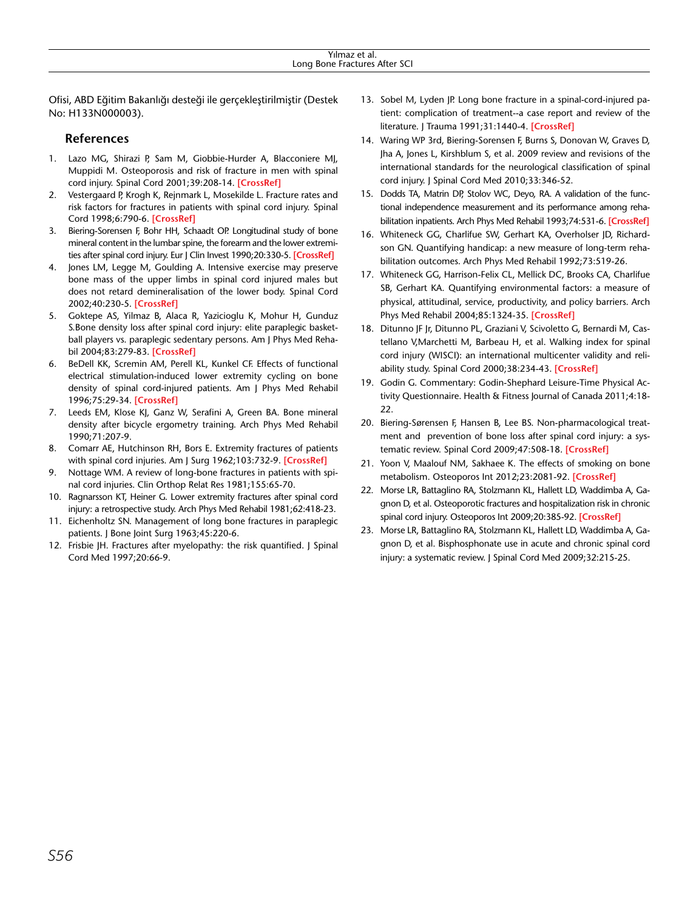Ofisi, ABD Eğitim Bakanlığı desteği ile gerçekleştirilmiştir (Destek No: H133N000003).

## References

1. Lazo MG, Shirazi P, Sam M, Giobbie-Hurder A, Blacconiere MJ, Muppidi M. Osteoporosis and risk of fracture in men with spinal cord injury. Spinal Cord 2001;39:208-14. **[CrossRef]**
2. Vestergaard P, Krogh K, Rejnmark L, Mosekilde L. Fracture rates and risk factors for fractures in patients with spinal cord injury. Spinal Cord 1998;6:790-6. **[CrossRef]**
3. Biering-Sorensen F, Bohr HH, Schaadt OP. Longitudinal study of bone mineral content in the lumbar spine, the forearm and the lower extremities after spinal cord injury. Eur J Clin Invest 1990;20:330-5. **[CrossRef]**
4. Jones LM, Legge M, Goulding A. Intensive exercise may preserve bone mass of the upper limbs in spinal cord injured males but does not retard demineralisation of the lower body. Spinal Cord 2002;40:230-5. **[CrossRef]**
5. Goktepe AS, Yilmaz B, Alaca R, Yazicioglu K, Mohur H, Gunduz S.Bone density loss after spinal cord injury: elite paraplegic basketball players vs. paraplegic sedentary persons. Am J Phys Med Rehabil 2004;83:279-83. **[CrossRef]**
6. BeDell KK, Scremin AM, Perell KL, Kunkel CF. Effects of functional electrical stimulation-induced lower extremity cycling on bone density of spinal cord-injured patients. Am J Phys Med Rehabil 1996;75:29-34. **[CrossRef]**
7. Leeds EM, Klose KJ, Ganz W, Serafini A, Green BA. Bone mineral density after bicycle ergometry training. Arch Phys Med Rehabil 1990;71:207-9.
8. Comarr AE, Hutchinson RH, Bors E. Extremity fractures of patients with spinal cord injuries. Am J Surg 1962;103:732-9. **[CrossRef]**
9. Nottage WM. A review of long-bone fractures in patients with spinal cord injuries. Clin Orthop Relat Res 1981;155:65-70.
10. Ragnarsson KT, Heiner G. Lower extremity fractures after spinal cord injury: a retrospective study. Arch Phys Med Rehabil 1981;62:418-23.
11. Eichenholtz SN. Management of long bone fractures in paraplegic patients. J Bone Joint Surg 1963;45:220-6.
12. Frisbie JH. Fractures after myelopathy: the risk quantified. J Spinal Cord Med 1997;20:66-9.
13. Sobel M, Lyden JP. Long bone fracture in a spinal-cord-injured patient: complication of treatment--a case report and review of the literature. J Trauma 1991;31:1440-4. **[CrossRef]**
14. Waring WP 3rd, Biering-Sorensen F, Burns S, Donovan W, Graves D, Jha A, Jones L, Kirshblum S, et al. 2009 review and revisions of the international standards for the neurological classification of spinal cord injury. J Spinal Cord Med 2010;33:346-52.
15. Dodds TA, Matrin DP, Stolov WC, Deyo, RA. A validation of the functional independence measurement and its performance among rehabilitation inpatients. Arch Phys Med Rehabil 1993;74:531-6. **[CrossRef]**
16. Whiteneck GG, Charlifue SW, Gerhart KA, Overholser JD, Richardson GN. Quantifying handicap: a new measure of long-term rehabilitation outcomes. Arch Phys Med Rehabil 1992;73:519-26.
17. Whiteneck GG, Harrison-Felix CL, Mellick DC, Brooks CA, Charlifue SB, Gerhart KA. Quantifying environmental factors: a measure of physical, attitudinal, service, productivity, and policy barriers. Arch Phys Med Rehabil 2004;85:1324-35. **[CrossRef]**
18. Ditunno JF Jr, Ditunno PL, Graziani V, Scivoletto G, Bernardi M, Castellano V,Marchetti M, Barbeau H, et al. Walking index for spinal cord injury (WISCI): an international multicenter validity and reliability study. Spinal Cord 2000;38:234-43. **[CrossRef]**
19. Godin G. Commentary: Godin-Shephard Leisure-Time Physical Activity Questionnaire. Health & Fitness Journal of Canada 2011;4:18-22.
20. Biering-Sørensen F, Hansen B, Lee BS. Non-pharmacological treatment and prevention of bone loss after spinal cord injury: a systematic review. Spinal Cord 2009;47:508-18. **[CrossRef]**
21. Yoon V, Maalouf NM, Sakhaee K. The effects of smoking on bone metabolism. Osteoporos Int 2012;23:2081-92. **[CrossRef]**
22. Morse LR, Battaglino RA, Stolzmann KL, Hallett LD, Waddimba A, Gagnon D, et al. Osteoporotic fractures and hospitalization risk in chronic spinal cord injury. Osteoporos Int 2009;20:385-92. **[CrossRef]**
23. Morse LR, Battaglino RA, Stolzmann KL, Hallett LD, Waddimba A, Gagnon D, et al. Bisphosphonate use in acute and chronic spinal cord injury: a systematic review. J Spinal Cord Med 2009;32:215-25.